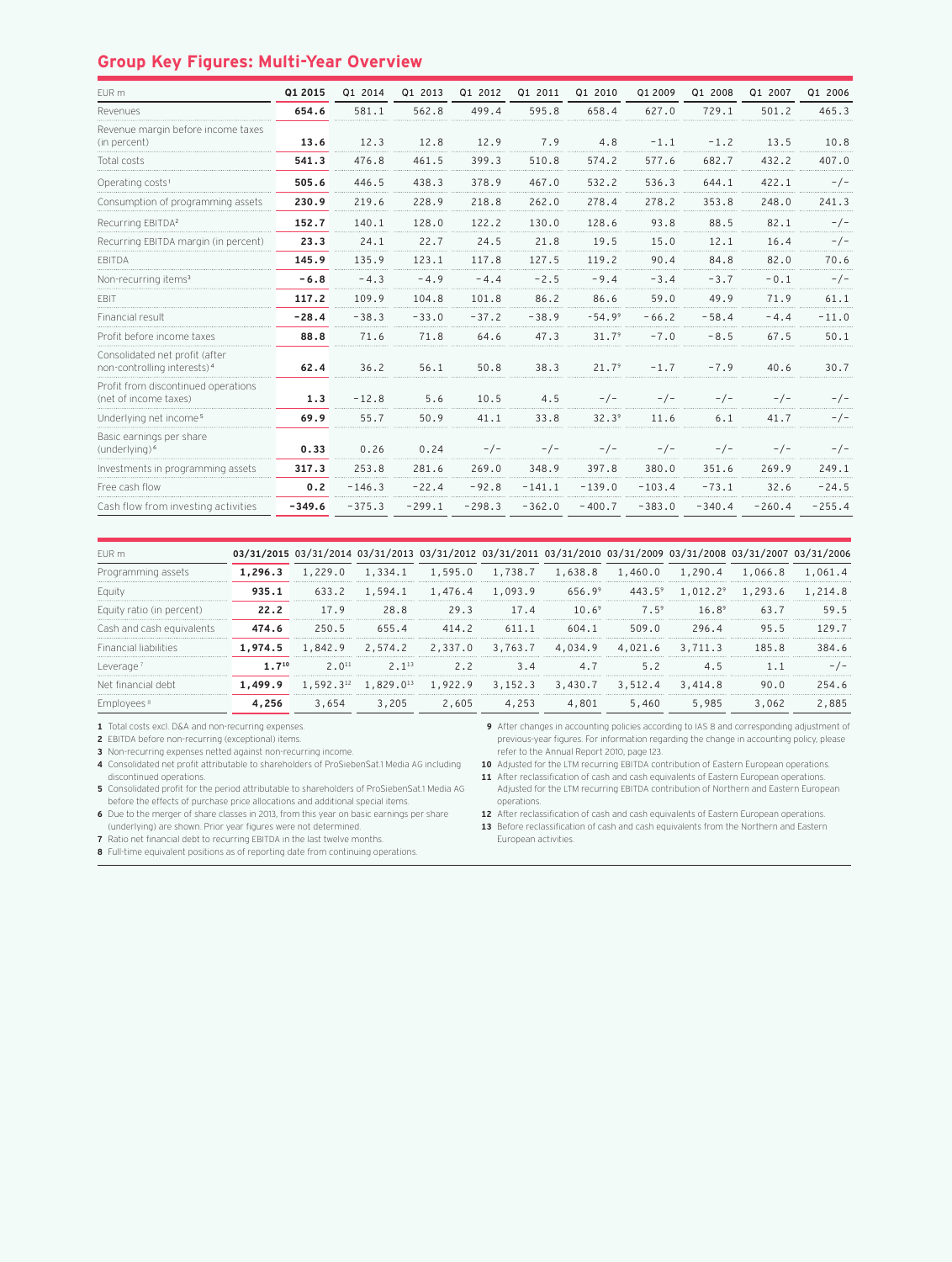## Group Key Figures: Multi-Year Overview

| EUR m | Q1 2015 | Q1 2014 | Q1 2013 | Q1 2012 | Q1 2011 | Q1 2010 | Q1 2009 | Q1 2008 | Q1 2007 | Q1 2006 |
|---|---|---|---|---|---|---|---|---|---|---|
| Revenues | **654.6** | 581.1 | 562.8 | 499.4 | 595.8 | 658.4 | 627.0 | 729.1 | 501.2 | 465.3 |
| Revenue margin before income taxes (in percent) | **13.6** | 12.3 | 12.8 | 12.9 | 7.9 | 4.8 | -1.1 | -1.2 | 13.5 | 10.8 |
| Total costs | **541.3** | 476.8 | 461.5 | 399.3 | 510.8 | 574.2 | 577.6 | 682.7 | 432.2 | 407.0 |
| Operating costs[1] | **505.6** | 446.5 | 438.3 | 378.9 | 467.0 | 532.2 | 536.3 | 644.1 | 422.1 | -/- |
| Consumption of programming assets | **230.9** | 219.6 | 228.9 | 218.8 | 262.0 | 278.4 | 278.2 | 353.8 | 248.0 | 241.3 |
| Recurring EBITDA[2] | **152.7** | 140.1 | 128.0 | 122.2 | 130.0 | 128.6 | 93.8 | 88.5 | 82.1 | -/- |
| Recurring EBITDA margin (in percent) | **23.3** | 24.1 | 22.7 | 24.5 | 21.8 | 19.5 | 15.0 | 12.1 | 16.4 | -/- |
| EBITDA | **145.9** | 135.9 | 123.1 | 117.8 | 127.5 | 119.2 | 90.4 | 84.8 | 82.0 | 70.6 |
| Non-recurring items[3] | **-6.8** | -4.3 | -4.9 | -4.4 | -2.5 | -9.4 | -3.4 | -3.7 | -0.1 | -/- |
| EBIT | **117.2** | 109.9 | 104.8 | 101.8 | 86.2 | 86.6 | 59.0 | 49.9 | 71.9 | 61.1 |
| Financial result | **-28.4** | -38.3 | -33.0 | -37.2 | -38.9 | -54.9[9] | -66.2 | -58.4 | -4.4 | -11.0 |
| Profit before income taxes | **88.8** | 71.6 | 71.8 | 64.6 | 47.3 | 31.7[9] | -7.0 | -8.5 | 67.5 | 50.1 |
| Consolidated net profit (after non-controlling interests)[4] | **62.4** | 36.2 | 56.1 | 50.8 | 38.3 | 21.7[9] | -1.7 | -7.9 | 40.6 | 30.7 |
| Profit from discontinued operations (net of income taxes) | **1.3** | -12.8 | 5.6 | 10.5 | 4.5 | -/- | -/- | -/- | -/- | -/- |
| Underlying net income[5] | **69.9** | 55.7 | 50.9 | 41.1 | 33.8 | 32.3[9] | 11.6 | 6.1 | 41.7 | -/- |
| Basic earnings per share (underlying)[6] | **0.33** | 0.26 | 0.24 | -/- | -/- | -/- | -/- | -/- | -/- | -/- |
| Investments in programming assets | **317.3** | 253.8 | 281.6 | 269.0 | 348.9 | 397.8 | 380.0 | 351.6 | 269.9 | 249.1 |
| Free cash flow | **0.2** | -146.3 | -22.4 | -92.8 | -141.1 | -139.0 | -103.4 | -73.1 | 32.6 | -24.5 |
| Cash flow from investing activities | **-349.6** | -375.3 | -299.1 | -298.3 | -362.0 | -400.7 | -383.0 | -340.4 | -260.4 | -255.4 |

| EUR m | 03/31/2015 | 03/31/2014 | 03/31/2013 | 03/31/2012 | 03/31/2011 | 03/31/2010 | 03/31/2009 | 03/31/2008 | 03/31/2007 | 03/31/2006 |
|---|---|---|---|---|---|---|---|---|---|---|
| Programming assets | **1,296.3** | 1,229.0 | 1,334.1 | 1,595.0 | 1,738.7 | 1,638.8 | 1,460.0 | 1,290.4 | 1,066.8 | 1,061.4 |
| Equity | **935.1** | 633.2 | 1,594.1 | 1,476.4 | 1,093.9 | 656.9[9] | 443.5[9] | 1,012.2[9] | 1,293.6 | 1,214.8 |
| Equity ratio (in percent) | **22.2** | 17.9 | 28.8 | 29.3 | 17.4 | 10.6[9] | 7.5[9] | 16.8[9] | 63.7 | 59.5 |
| Cash and cash equivalents | **474.6** | 250.5 | 655.4 | 414.2 | 611.1 | 604.1 | 509.0 | 296.4 | 95.5 | 129.7 |
| Financial liabilities | **1,974.5** | 1,842.9 | 2,574.2 | 2,337.0 | 3,763.7 | 4,034.9 | 4,021.6 | 3,711.3 | 185.8 | 384.6 |
| Leverage[7] | **1.7[10]** | 2.0[11] | 2.1[13] | 2.2 | 3.4 | 4.7 | 5.2 | 4.5 | 1.1 | -/- |
| Net financial debt | **1,499.9** | 1,592.3[12] | 1,829.0[13] | 1,922.9 | 3,152.3 | 3,430.7 | 3,512.4 | 3,414.8 | 90.0 | 254.6 |
| Employees[8] | **4,256** | 3,654 | 3,205 | 2,605 | 4,253 | 4,801 | 5,460 | 5,985 | 3,062 | 2,885 |

**1** Total costs excl. D&A and non-recurring expenses.
**2** EBITDA before non-recurring (exceptional) items.
**3** Non-recurring expenses netted against non-recurring income.
**4** Consolidated net profit attributable to shareholders of ProSiebenSat.1 Media AG including discontinued operations.
**5** Consolidated profit for the period attributable to shareholders of ProSiebenSat.1 Media AG before the effects of purchase price allocations and additional special items.
**6** Due to the merger of share classes in 2013, from this year on basic earnings per share (underlying) are shown. Prior year figures were not determined.
**7** Ratio net financial debt to recurring EBITDA in the last twelve months.
**8** Full-time equivalent positions as of reporting date from continuing operations.
**9** After changes in accounting policies according to IAS 8 and corresponding adjustment of previous-year figures. For information regarding the change in accounting policy, please refer to the Annual Report 2010, page 123.
**10** Adjusted for the LTM recurring EBITDA contribution of Eastern European operations.
**11** After reclassification of cash and cash equivalents of Eastern European operations. Adjusted for the LTM recurring EBITDA contribution of Northern and Eastern European operations.
**12** After reclassification of cash and cash equivalents of Eastern European operations.
**13** Before reclassification of cash and cash equivalents from the Northern and Eastern European activities.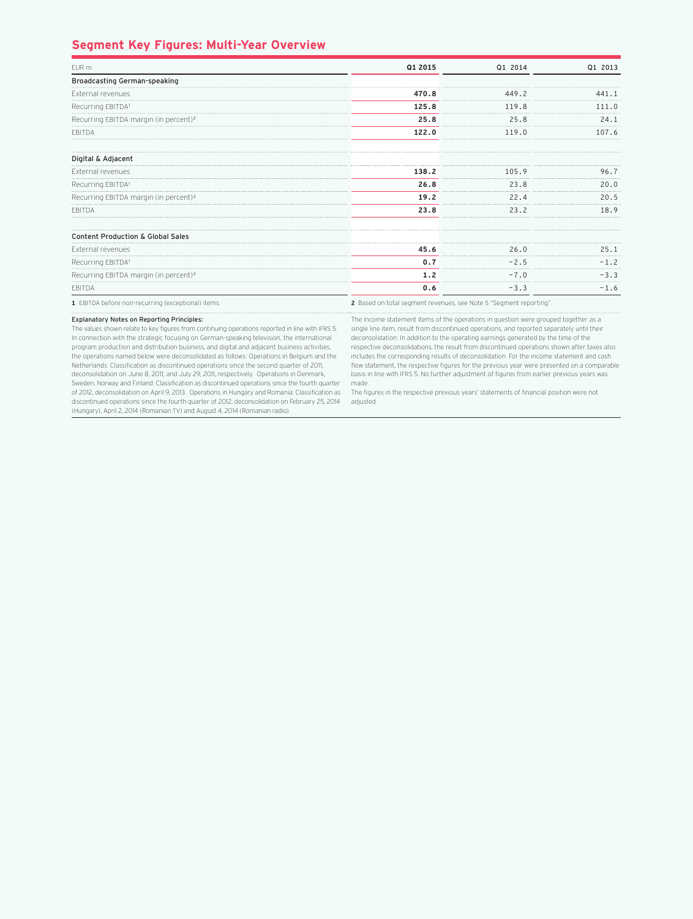## Segment Key Figures: Multi-Year Overview

| EUR m | Q1 2015 | Q1 2014 | Q1 2013 |
|---|---|---|---|
| **Broadcasting German-speaking** | | | |
| External revenues | **470.8** | 449.2 | 441.1 |
| Recurring EBITDA[1] | **125.8** | 119.8 | 111.0 |
| Recurring EBITDA margin (in percent)[2] | **25.8** | 25.8 | 24.1 |
| EBITDA | **122.0** | 119.0 | 107.6 |
| | | | |
| **Digital & Adjacent** | | | |
| External revenues | **138.2** | 105.9 | 96.7 |
| Recurring EBITDA[1] | **26.8** | 23.8 | 20.0 |
| Recurring EBITDA margin (in percent)[2] | **19.2** | 22.4 | 20.5 |
| EBITDA | **23.8** | 23.2 | 18.9 |
| | | | |
| **Content Production & Global Sales** | | | |
| External revenues | **45.6** | 26.0 | 25.1 |
| Recurring EBITDA[1] | **0.7** | -2.5 | -1.2 |
| Recurring EBITDA margin (in percent)[2] | **1.2** | -7.0 | -3.3 |
| EBITDA | **0.6** | -3.3 | -1.6 |

**1** EBITDA before non-recurring (exceptional) items.

**2** Based on total segment revenues, see Note 5 "Segment reporting".

**Explanatory Notes on Reporting Principles:**

The values shown relate to key figures from continuing operations reported in line with IFRS 5. In connection with the strategic focusing on German-speaking television, the international program production and distribution business, and digital and adjacent business activities, the operations named below were deconsolidated as follows: Operations in Belgium and the Netherlands: Classification as discontinued operations since the second quarter of 2011, deconsolidation on June 8, 2011, and July 29, 2011, respectively. Operations in Denmark, Sweden, Norway and Finland: Classification as discontinued operations since the fourth quarter of 2012, deconsolidation on April 9, 2013. Operations in Hungary and Romania: Classification as discontinued operations since the fourth quarter of 2012, deconsolidation on February 25, 2014 (Hungary), April 2, 2014 (Romanian TV) and August 4, 2014 (Romanian radio).

The income statement items of the operations in question were grouped together as a single line item, result from discontinued operations, and reported separately until their deconsolidation. In addition to the operating earnings generated by the time of the respective deconsolidations, the result from discontinued operations shown after taxes also includes the corresponding results of deconsolidation. For the income statement and cash flow statement, the respective figures for the previous year were presented on a comparable basis in line with IFRS 5. No further adjustment of figures from earlier previous years was made.

The figures in the respective previous years' statements of financial position were not adjusted.